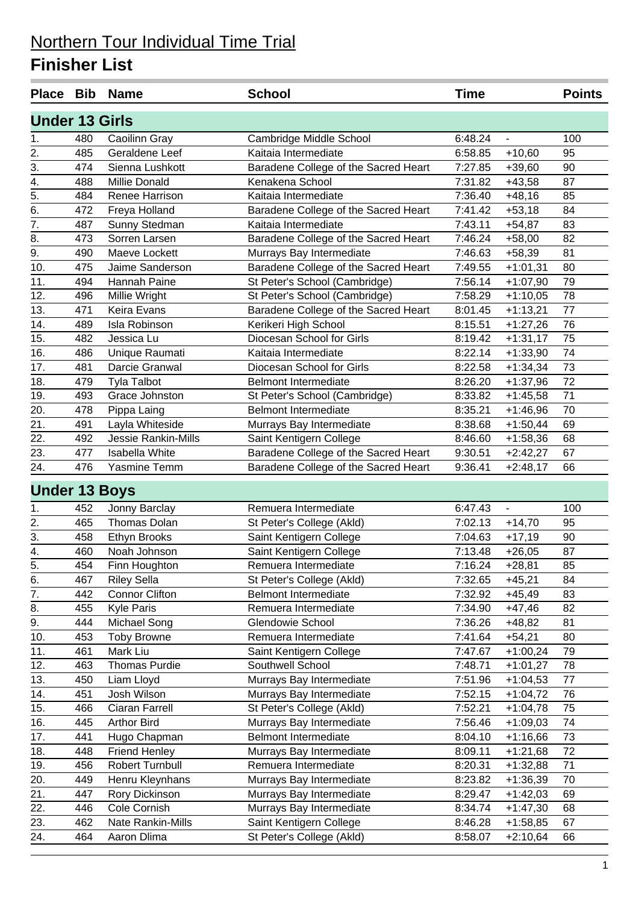# Northern Tour Individual Time Trial

## Finisher List

| Place | Bib | Name | School | Time | | Points |
|---|---|---|---|---|---|---|
| **Under 13 Girls** | | | | | | |
| 1. | 480 | Caoilinn Gray | Cambridge Middle School | 6:48.24 | - | 100 |
| 2. | 485 | Geraldene Leef | Kaitaia Intermediate | 6:58.85 | +10,60 | 95 |
| 3. | 474 | Sienna Lushkott | Baradene College of the Sacred Heart | 7:27.85 | +39,60 | 90 |
| 4. | 488 | Millie Donald | Kenakena School | 7:31.82 | +43,58 | 87 |
| 5. | 484 | Renee Harrison | Kaitaia Intermediate | 7:36.40 | +48,16 | 85 |
| 6. | 472 | Freya Holland | Baradene College of the Sacred Heart | 7:41.42 | +53,18 | 84 |
| 7. | 487 | Sunny Stedman | Kaitaia Intermediate | 7:43.11 | +54,87 | 83 |
| 8. | 473 | Sorren Larsen | Baradene College of the Sacred Heart | 7:46.24 | +58,00 | 82 |
| 9. | 490 | Maeve Lockett | Murrays Bay Intermediate | 7:46.63 | +58,39 | 81 |
| 10. | 475 | Jaime Sanderson | Baradene College of the Sacred Heart | 7:49.55 | +1:01,31 | 80 |
| 11. | 494 | Hannah Paine | St Peter's School (Cambridge) | 7:56.14 | +1:07,90 | 79 |
| 12. | 496 | Millie Wright | St Peter's School (Cambridge) | 7:58.29 | +1:10,05 | 78 |
| 13. | 471 | Keira Evans | Baradene College of the Sacred Heart | 8:01.45 | +1:13,21 | 77 |
| 14. | 489 | Isla Robinson | Kerikeri High School | 8:15.51 | +1:27,26 | 76 |
| 15. | 482 | Jessica Lu | Diocesan School for Girls | 8:19.42 | +1:31,17 | 75 |
| 16. | 486 | Unique Raumati | Kaitaia Intermediate | 8:22.14 | +1:33,90 | 74 |
| 17. | 481 | Darcie Granwal | Diocesan School for Girls | 8:22.58 | +1:34,34 | 73 |
| 18. | 479 | Tyla Talbot | Belmont Intermediate | 8:26.20 | +1:37,96 | 72 |
| 19. | 493 | Grace Johnston | St Peter's School (Cambridge) | 8:33.82 | +1:45,58 | 71 |
| 20. | 478 | Pippa Laing | Belmont Intermediate | 8:35.21 | +1:46,96 | 70 |
| 21. | 491 | Layla Whiteside | Murrays Bay Intermediate | 8:38.68 | +1:50,44 | 69 |
| 22. | 492 | Jessie Rankin-Mills | Saint Kentigern College | 8:46.60 | +1:58,36 | 68 |
| 23. | 477 | Isabella White | Baradene College of the Sacred Heart | 9:30.51 | +2:42,27 | 67 |
| 24. | 476 | Yasmine Temm | Baradene College of the Sacred Heart | 9:36.41 | +2:48,17 | 66 |
| **Under 13 Boys** | | | | | | |
| 1. | 452 | Jonny Barclay | Remuera Intermediate | 6:47.43 | - | 100 |
| 2. | 465 | Thomas Dolan | St Peter's College (Akld) | 7:02.13 | +14,70 | 95 |
| 3. | 458 | Ethyn Brooks | Saint Kentigern College | 7:04.63 | +17,19 | 90 |
| 4. | 460 | Noah Johnson | Saint Kentigern College | 7:13.48 | +26,05 | 87 |
| 5. | 454 | Finn Houghton | Remuera Intermediate | 7:16.24 | +28,81 | 85 |
| 6. | 467 | Riley Sella | St Peter's College (Akld) | 7:32.65 | +45,21 | 84 |
| 7. | 442 | Connor Clifton | Belmont Intermediate | 7:32.92 | +45,49 | 83 |
| 8. | 455 | Kyle Paris | Remuera Intermediate | 7:34.90 | +47,46 | 82 |
| 9. | 444 | Michael Song | Glendowie School | 7:36.26 | +48,82 | 81 |
| 10. | 453 | Toby Browne | Remuera Intermediate | 7:41.64 | +54,21 | 80 |
| 11. | 461 | Mark Liu | Saint Kentigern College | 7:47.67 | +1:00,24 | 79 |
| 12. | 463 | Thomas Purdie | Southwell School | 7:48.71 | +1:01,27 | 78 |
| 13. | 450 | Liam Lloyd | Murrays Bay Intermediate | 7:51.96 | +1:04,53 | 77 |
| 14. | 451 | Josh Wilson | Murrays Bay Intermediate | 7:52.15 | +1:04,72 | 76 |
| 15. | 466 | Ciaran Farrell | St Peter's College (Akld) | 7:52.21 | +1:04,78 | 75 |
| 16. | 445 | Arthor Bird | Murrays Bay Intermediate | 7:56.46 | +1:09,03 | 74 |
| 17. | 441 | Hugo Chapman | Belmont Intermediate | 8:04.10 | +1:16,66 | 73 |
| 18. | 448 | Friend Henley | Murrays Bay Intermediate | 8:09.11 | +1:21,68 | 72 |
| 19. | 456 | Robert Turnbull | Remuera Intermediate | 8:20.31 | +1:32,88 | 71 |
| 20. | 449 | Henru Kleynhans | Murrays Bay Intermediate | 8:23.82 | +1:36,39 | 70 |
| 21. | 447 | Rory Dickinson | Murrays Bay Intermediate | 8:29.47 | +1:42,03 | 69 |
| 22. | 446 | Cole Cornish | Murrays Bay Intermediate | 8:34.74 | +1:47,30 | 68 |
| 23. | 462 | Nate Rankin-Mills | Saint Kentigern College | 8:46.28 | +1:58,85 | 67 |
| 24. | 464 | Aaron Dlima | St Peter's College (Akld) | 8:58.07 | +2:10,64 | 66 |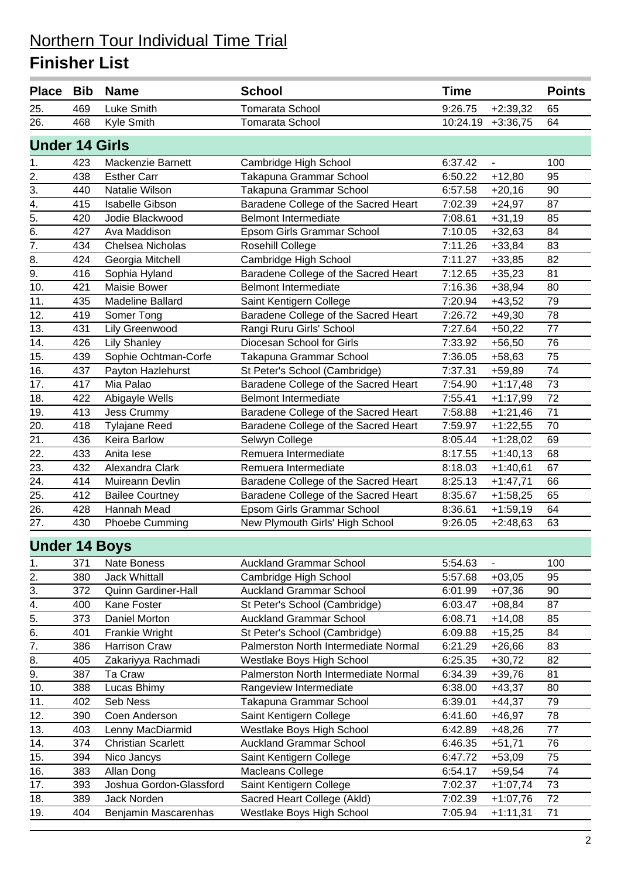# Northern Tour Individual Time Trial

## Finisher List

| Place | Bib | Name | School | Time | | Points |
|---|---|---|---|---|---|---|
| 25. | 469 | Luke Smith | Tomarata School | 9:26.75 | +2:39,32 | 65 |
| 26. | 468 | Kyle Smith | Tomarata School | 10:24.19 | +3:36,75 | 64 |

### Under 14 Girls

| Place | Bib | Name | School | Time | | Points |
|---|---|---|---|---|---|---|
| 1. | 423 | Mackenzie Barnett | Cambridge High School | 6:37.42 | - | 100 |
| 2. | 438 | Esther Carr | Takapuna Grammar School | 6:50.22 | +12,80 | 95 |
| 3. | 440 | Natalie Wilson | Takapuna Grammar School | 6:57.58 | +20,16 | 90 |
| 4. | 415 | Isabelle Gibson | Baradene College of the Sacred Heart | 7:02.39 | +24,97 | 87 |
| 5. | 420 | Jodie Blackwood | Belmont Intermediate | 7:08.61 | +31,19 | 85 |
| 6. | 427 | Ava Maddison | Epsom Girls Grammar School | 7:10.05 | +32,63 | 84 |
| 7. | 434 | Chelsea Nicholas | Rosehill College | 7:11.26 | +33,84 | 83 |
| 8. | 424 | Georgia Mitchell | Cambridge High School | 7:11.27 | +33,85 | 82 |
| 9. | 416 | Sophia Hyland | Baradene College of the Sacred Heart | 7:12.65 | +35,23 | 81 |
| 10. | 421 | Maisie Bower | Belmont Intermediate | 7:16.36 | +38,94 | 80 |
| 11. | 435 | Madeline Ballard | Saint Kentigern College | 7:20.94 | +43,52 | 79 |
| 12. | 419 | Somer Tong | Baradene College of the Sacred Heart | 7:26.72 | +49,30 | 78 |
| 13. | 431 | Lily Greenwood | Rangi Ruru Girls' School | 7:27.64 | +50,22 | 77 |
| 14. | 426 | Lily Shanley | Diocesan School for Girls | 7:33.92 | +56,50 | 76 |
| 15. | 439 | Sophie Ochtman-Corfe | Takapuna Grammar School | 7:36.05 | +58,63 | 75 |
| 16. | 437 | Payton Hazlehurst | St Peter's School (Cambridge) | 7:37.31 | +59,89 | 74 |
| 17. | 417 | Mia Palao | Baradene College of the Sacred Heart | 7:54.90 | +1:17,48 | 73 |
| 18. | 422 | Abigayle Wells | Belmont Intermediate | 7:55.41 | +1:17,99 | 72 |
| 19. | 413 | Jess Crummy | Baradene College of the Sacred Heart | 7:58.88 | +1:21,46 | 71 |
| 20. | 418 | Tylajane Reed | Baradene College of the Sacred Heart | 7:59.97 | +1:22,55 | 70 |
| 21. | 436 | Keira Barlow | Selwyn College | 8:05.44 | +1:28,02 | 69 |
| 22. | 433 | Anita Iese | Remuera Intermediate | 8:17.55 | +1:40,13 | 68 |
| 23. | 432 | Alexandra Clark | Remuera Intermediate | 8:18.03 | +1:40,61 | 67 |
| 24. | 414 | Muireann Devlin | Baradene College of the Sacred Heart | 8:25.13 | +1:47,71 | 66 |
| 25. | 412 | Bailee Courtney | Baradene College of the Sacred Heart | 8:35.67 | +1:58,25 | 65 |
| 26. | 428 | Hannah Mead | Epsom Girls Grammar School | 8:36.61 | +1:59,19 | 64 |
| 27. | 430 | Phoebe Cumming | New Plymouth Girls' High School | 9:26.05 | +2:48,63 | 63 |

### Under 14 Boys

| Place | Bib | Name | School | Time | | Points |
|---|---|---|---|---|---|---|
| 1. | 371 | Nate Boness | Auckland Grammar School | 5:54.63 | - | 100 |
| 2. | 380 | Jack Whittall | Cambridge High School | 5:57.68 | +03,05 | 95 |
| 3. | 372 | Quinn Gardiner-Hall | Auckland Grammar School | 6:01.99 | +07,36 | 90 |
| 4. | 400 | Kane Foster | St Peter's School (Cambridge) | 6:03.47 | +08,84 | 87 |
| 5. | 373 | Daniel Morton | Auckland Grammar School | 6:08.71 | +14,08 | 85 |
| 6. | 401 | Frankie Wright | St Peter's School (Cambridge) | 6:09.88 | +15,25 | 84 |
| 7. | 386 | Harrison Craw | Palmerston North Intermediate Normal | 6:21.29 | +26,66 | 83 |
| 8. | 405 | Zakariyya Rachmadi | Westlake Boys High School | 6:25.35 | +30,72 | 82 |
| 9. | 387 | Ta Craw | Palmerston North Intermediate Normal | 6:34.39 | +39,76 | 81 |
| 10. | 388 | Lucas Bhimy | Rangeview Intermediate | 6:38.00 | +43,37 | 80 |
| 11. | 402 | Seb Ness | Takapuna Grammar School | 6:39.01 | +44,37 | 79 |
| 12. | 390 | Coen Anderson | Saint Kentigern College | 6:41.60 | +46,97 | 78 |
| 13. | 403 | Lenny MacDiarmid | Westlake Boys High School | 6:42.89 | +48,26 | 77 |
| 14. | 374 | Christian Scarlett | Auckland Grammar School | 6:46.35 | +51,71 | 76 |
| 15. | 394 | Nico Jancys | Saint Kentigern College | 6:47.72 | +53,09 | 75 |
| 16. | 383 | Allan Dong | Macleans College | 6:54.17 | +59,54 | 74 |
| 17. | 393 | Joshua Gordon-Glassford | Saint Kentigern College | 7:02.37 | +1:07,74 | 73 |
| 18. | 389 | Jack Norden | Sacred Heart College (Akld) | 7:02.39 | +1:07,76 | 72 |
| 19. | 404 | Benjamin Mascarenhas | Westlake Boys High School | 7:05.94 | +1:11,31 | 71 |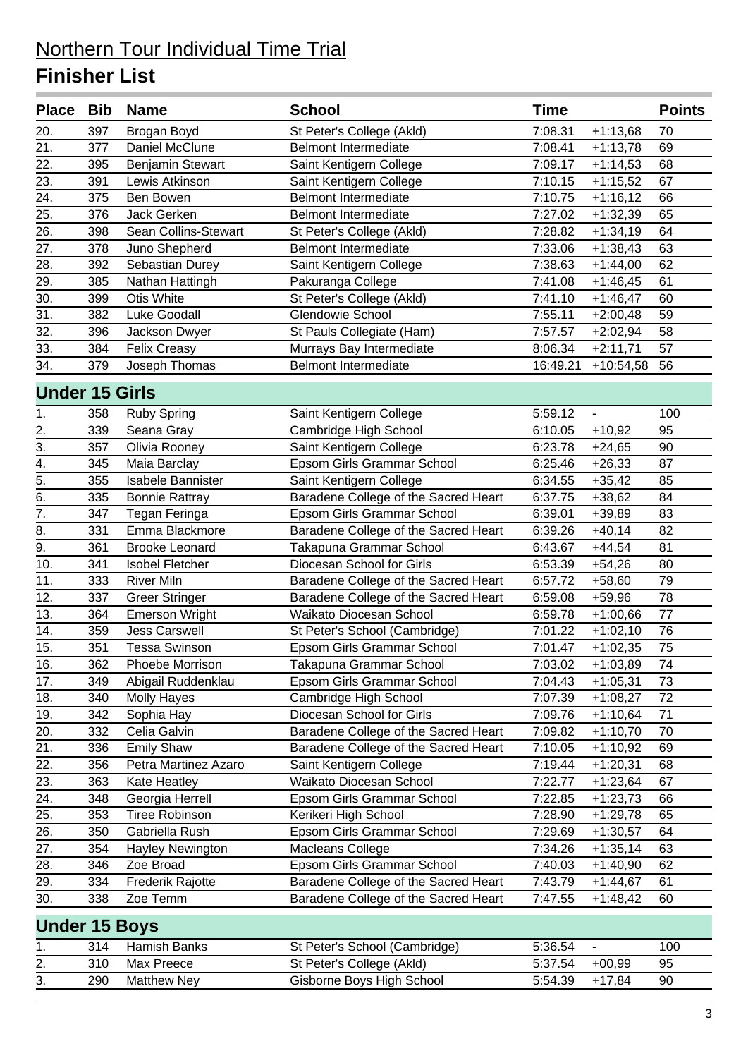# Northern Tour Individual Time Trial

## Finisher List

| Place | Bib | Name | School | Time | | Points |
|---|---|---|---|---|---|---|
| 20. | 397 | Brogan Boyd | St Peter's College (Akld) | 7:08.31 | +1:13,68 | 70 |
| 21. | 377 | Daniel McClune | Belmont Intermediate | 7:08.41 | +1:13,78 | 69 |
| 22. | 395 | Benjamin Stewart | Saint Kentigern College | 7:09.17 | +1:14,53 | 68 |
| 23. | 391 | Lewis Atkinson | Saint Kentigern College | 7:10.15 | +1:15,52 | 67 |
| 24. | 375 | Ben Bowen | Belmont Intermediate | 7:10.75 | +1:16,12 | 66 |
| 25. | 376 | Jack Gerken | Belmont Intermediate | 7:27.02 | +1:32,39 | 65 |
| 26. | 398 | Sean Collins-Stewart | St Peter's College (Akld) | 7:28.82 | +1:34,19 | 64 |
| 27. | 378 | Juno Shepherd | Belmont Intermediate | 7:33.06 | +1:38,43 | 63 |
| 28. | 392 | Sebastian Durey | Saint Kentigern College | 7:38.63 | +1:44,00 | 62 |
| 29. | 385 | Nathan Hattingh | Pakuranga College | 7:41.08 | +1:46,45 | 61 |
| 30. | 399 | Otis White | St Peter's College (Akld) | 7:41.10 | +1:46,47 | 60 |
| 31. | 382 | Luke Goodall | Glendowie School | 7:55.11 | +2:00,48 | 59 |
| 32. | 396 | Jackson Dwyer | St Pauls Collegiate (Ham) | 7:57.57 | +2:02,94 | 58 |
| 33. | 384 | Felix Creasy | Murrays Bay Intermediate | 8:06.34 | +2:11,71 | 57 |
| 34. | 379 | Joseph Thomas | Belmont Intermediate | 16:49.21 | +10:54,58 | 56 |

### Under 15 Girls

| Place | Bib | Name | School | Time | | Points |
|---|---|---|---|---|---|---|
| 1. | 358 | Ruby Spring | Saint Kentigern College | 5:59.12 | - | 100 |
| 2. | 339 | Seana Gray | Cambridge High School | 6:10.05 | +10,92 | 95 |
| 3. | 357 | Olivia Rooney | Saint Kentigern College | 6:23.78 | +24,65 | 90 |
| 4. | 345 | Maia Barclay | Epsom Girls Grammar School | 6:25.46 | +26,33 | 87 |
| 5. | 355 | Isabele Bannister | Saint Kentigern College | 6:34.55 | +35,42 | 85 |
| 6. | 335 | Bonnie Rattray | Baradene College of the Sacred Heart | 6:37.75 | +38,62 | 84 |
| 7. | 347 | Tegan Feringa | Epsom Girls Grammar School | 6:39.01 | +39,89 | 83 |
| 8. | 331 | Emma Blackmore | Baradene College of the Sacred Heart | 6:39.26 | +40,14 | 82 |
| 9. | 361 | Brooke Leonard | Takapuna Grammar School | 6:43.67 | +44,54 | 81 |
| 10. | 341 | Isobel Fletcher | Diocesan School for Girls | 6:53.39 | +54,26 | 80 |
| 11. | 333 | River Miln | Baradene College of the Sacred Heart | 6:57.72 | +58,60 | 79 |
| 12. | 337 | Greer Stringer | Baradene College of the Sacred Heart | 6:59.08 | +59,96 | 78 |
| 13. | 364 | Emerson Wright | Waikato Diocesan School | 6:59.78 | +1:00,66 | 77 |
| 14. | 359 | Jess Carswell | St Peter's School (Cambridge) | 7:01.22 | +1:02,10 | 76 |
| 15. | 351 | Tessa Swinson | Epsom Girls Grammar School | 7:01.47 | +1:02,35 | 75 |
| 16. | 362 | Phoebe Morrison | Takapuna Grammar School | 7:03.02 | +1:03,89 | 74 |
| 17. | 349 | Abigail Ruddenklau | Epsom Girls Grammar School | 7:04.43 | +1:05,31 | 73 |
| 18. | 340 | Molly Hayes | Cambridge High School | 7:07.39 | +1:08,27 | 72 |
| 19. | 342 | Sophia Hay | Diocesan School for Girls | 7:09.76 | +1:10,64 | 71 |
| 20. | 332 | Celia Galvin | Baradene College of the Sacred Heart | 7:09.82 | +1:10,70 | 70 |
| 21. | 336 | Emily Shaw | Baradene College of the Sacred Heart | 7:10.05 | +1:10,92 | 69 |
| 22. | 356 | Petra Martinez Azaro | Saint Kentigern College | 7:19.44 | +1:20,31 | 68 |
| 23. | 363 | Kate Heatley | Waikato Diocesan School | 7:22.77 | +1:23,64 | 67 |
| 24. | 348 | Georgia Herrell | Epsom Girls Grammar School | 7:22.85 | +1:23,73 | 66 |
| 25. | 353 | Tiree Robinson | Kerikeri High School | 7:28.90 | +1:29,78 | 65 |
| 26. | 350 | Gabriella Rush | Epsom Girls Grammar School | 7:29.69 | +1:30,57 | 64 |
| 27. | 354 | Hayley Newington | Macleans College | 7:34.26 | +1:35,14 | 63 |
| 28. | 346 | Zoe Broad | Epsom Girls Grammar School | 7:40.03 | +1:40,90 | 62 |
| 29. | 334 | Frederik Rajotte | Baradene College of the Sacred Heart | 7:43.79 | +1:44,67 | 61 |
| 30. | 338 | Zoe Temm | Baradene College of the Sacred Heart | 7:47.55 | +1:48,42 | 60 |

### Under 15 Boys

| Place | Bib | Name | School | Time | | Points |
|---|---|---|---|---|---|---|
| 1. | 314 | Hamish Banks | St Peter's School (Cambridge) | 5:36.54 | - | 100 |
| 2. | 310 | Max Preece | St Peter's College (Akld) | 5:37.54 | +00,99 | 95 |
| 3. | 290 | Matthew Ney | Gisborne Boys High School | 5:54.39 | +17,84 | 90 |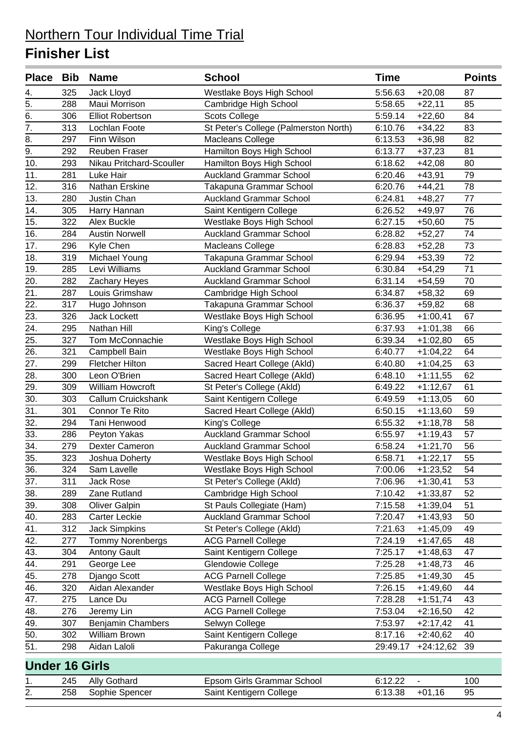# Northern Tour Individual Time Trial

## Finisher List

| Place | Bib | Name | School | Time | | Points |
|---|---|---|---|---|---|---|
| 4. | 325 | Jack Lloyd | Westlake Boys High School | 5:56.63 | +20,08 | 87 |
| 5. | 288 | Maui Morrison | Cambridge High School | 5:58.65 | +22,11 | 85 |
| 6. | 306 | Elliot Robertson | Scots College | 5:59.14 | +22,60 | 84 |
| 7. | 313 | Lochlan Foote | St Peter's College (Palmerston North) | 6:10.76 | +34,22 | 83 |
| 8. | 297 | Finn Wilson | Macleans College | 6:13.53 | +36,98 | 82 |
| 9. | 292 | Reuben Fraser | Hamilton Boys High School | 6:13.77 | +37,23 | 81 |
| 10. | 293 | Nikau Pritchard-Scouller | Hamilton Boys High School | 6:18.62 | +42,08 | 80 |
| 11. | 281 | Luke Hair | Auckland Grammar School | 6:20.46 | +43,91 | 79 |
| 12. | 316 | Nathan Erskine | Takapuna Grammar School | 6:20.76 | +44,21 | 78 |
| 13. | 280 | Justin Chan | Auckland Grammar School | 6:24.81 | +48,27 | 77 |
| 14. | 305 | Harry Hannan | Saint Kentigern College | 6:26.52 | +49,97 | 76 |
| 15. | 322 | Alex Buckle | Westlake Boys High School | 6:27.15 | +50,60 | 75 |
| 16. | 284 | Austin Norwell | Auckland Grammar School | 6:28.82 | +52,27 | 74 |
| 17. | 296 | Kyle Chen | Macleans College | 6:28.83 | +52,28 | 73 |
| 18. | 319 | Michael Young | Takapuna Grammar School | 6:29.94 | +53,39 | 72 |
| 19. | 285 | Levi Williams | Auckland Grammar School | 6:30.84 | +54,29 | 71 |
| 20. | 282 | Zachary Heyes | Auckland Grammar School | 6:31.14 | +54,59 | 70 |
| 21. | 287 | Louis Grimshaw | Cambridge High School | 6:34.87 | +58,32 | 69 |
| 22. | 317 | Hugo Johnson | Takapuna Grammar School | 6:36.37 | +59,82 | 68 |
| 23. | 326 | Jack Lockett | Westlake Boys High School | 6:36.95 | +1:00,41 | 67 |
| 24. | 295 | Nathan Hill | King's College | 6:37.93 | +1:01,38 | 66 |
| 25. | 327 | Tom McConnachie | Westlake Boys High School | 6:39.34 | +1:02,80 | 65 |
| 26. | 321 | Campbell Bain | Westlake Boys High School | 6:40.77 | +1:04,22 | 64 |
| 27. | 299 | Fletcher Hilton | Sacred Heart College (Akld) | 6:40.80 | +1:04,25 | 63 |
| 28. | 300 | Leon O'Brien | Sacred Heart College (Akld) | 6:48.10 | +1:11,55 | 62 |
| 29. | 309 | William Howcroft | St Peter's College (Akld) | 6:49.22 | +1:12,67 | 61 |
| 30. | 303 | Callum Cruickshank | Saint Kentigern College | 6:49.59 | +1:13,05 | 60 |
| 31. | 301 | Connor Te Rito | Sacred Heart College (Akld) | 6:50.15 | +1:13,60 | 59 |
| 32. | 294 | Tani Henwood | King's College | 6:55.32 | +1:18,78 | 58 |
| 33. | 286 | Peyton Yakas | Auckland Grammar School | 6:55.97 | +1:19,43 | 57 |
| 34. | 279 | Dexter Cameron | Auckland Grammar School | 6:58.24 | +1:21,70 | 56 |
| 35. | 323 | Joshua Doherty | Westlake Boys High School | 6:58.71 | +1:22,17 | 55 |
| 36. | 324 | Sam Lavelle | Westlake Boys High School | 7:00.06 | +1:23,52 | 54 |
| 37. | 311 | Jack Rose | St Peter's College (Akld) | 7:06.96 | +1:30,41 | 53 |
| 38. | 289 | Zane Rutland | Cambridge High School | 7:10.42 | +1:33,87 | 52 |
| 39. | 308 | Oliver Galpin | St Pauls Collegiate (Ham) | 7:15.58 | +1:39,04 | 51 |
| 40. | 283 | Carter Leckie | Auckland Grammar School | 7:20.47 | +1:43,93 | 50 |
| 41. | 312 | Jack Simpkins | St Peter's College (Akld) | 7:21.63 | +1:45,09 | 49 |
| 42. | 277 | Tommy Norenbergs | ACG Parnell College | 7:24.19 | +1:47,65 | 48 |
| 43. | 304 | Antony Gault | Saint Kentigern College | 7:25.17 | +1:48,63 | 47 |
| 44. | 291 | George Lee | Glendowie College | 7:25.28 | +1:48,73 | 46 |
| 45. | 278 | Django Scott | ACG Parnell College | 7:25.85 | +1:49,30 | 45 |
| 46. | 320 | Aidan Alexander | Westlake Boys High School | 7:26.15 | +1:49,60 | 44 |
| 47. | 275 | Lance Du | ACG Parnell College | 7:28.28 | +1:51,74 | 43 |
| 48. | 276 | Jeremy Lin | ACG Parnell College | 7:53.04 | +2:16,50 | 42 |
| 49. | 307 | Benjamin Chambers | Selwyn College | 7:53.97 | +2:17,42 | 41 |
| 50. | 302 | William Brown | Saint Kentigern College | 8:17.16 | +2:40,62 | 40 |
| 51. | 298 | Aidan Laloli | Pakuranga College | 29:49.17 | +24:12,62 | 39 |

## Under 16 Girls

| Place | Bib | Name | School | Time | | Points |
|---|---|---|---|---|---|---|
| 1. | 245 | Ally Gothard | Epsom Girls Grammar School | 6:12.22 | - | 100 |
| 2. | 258 | Sophie Spencer | Saint Kentigern College | 6:13.38 | +01,16 | 95 |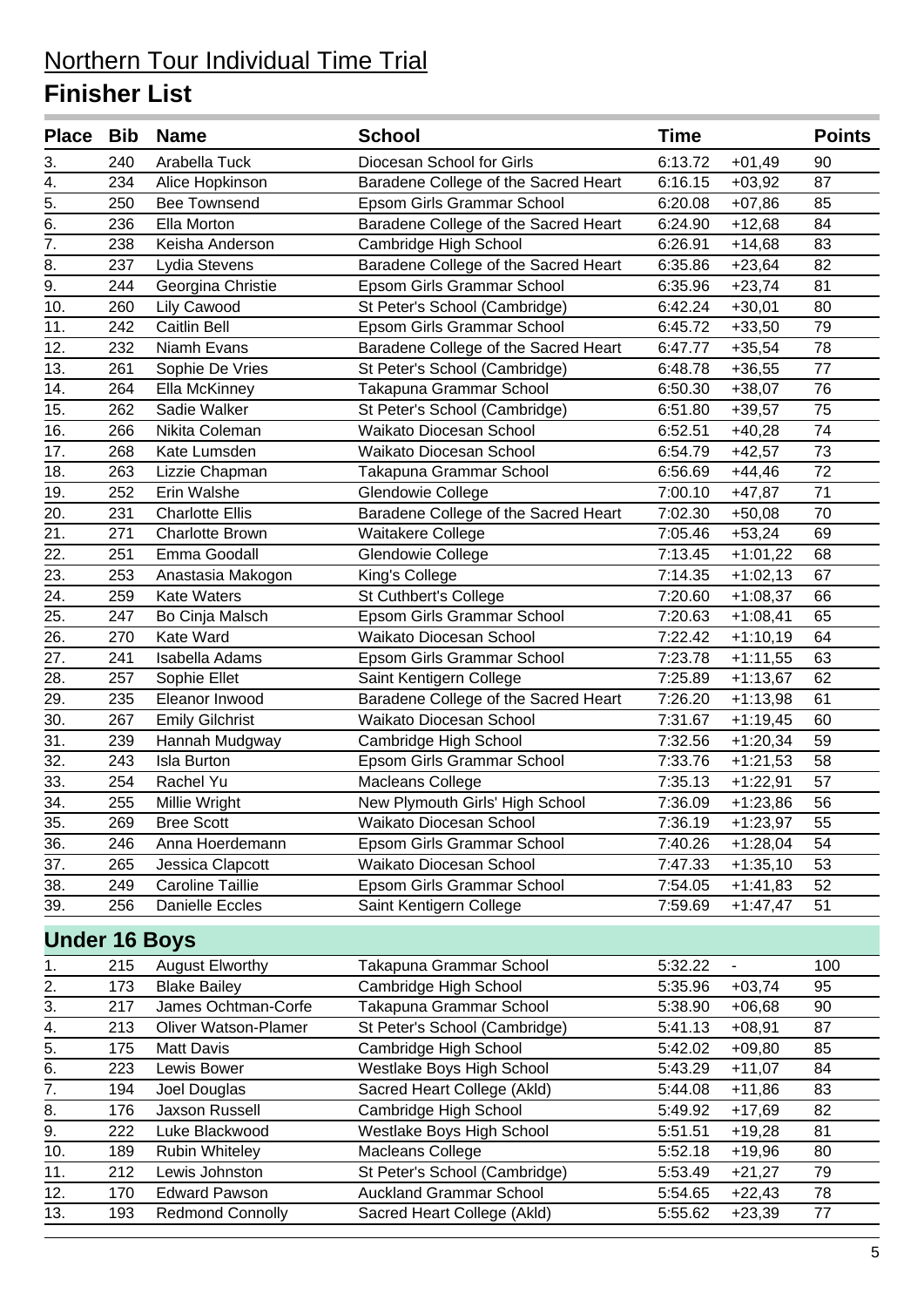# Northern Tour Individual Time Trial

## Finisher List

| Place | Bib | Name | School | Time | | Points |
|---|---|---|---|---|---|---|
| 3. | 240 | Arabella Tuck | Diocesan School for Girls | 6:13.72 | +01,49 | 90 |
| 4. | 234 | Alice Hopkinson | Baradene College of the Sacred Heart | 6:16.15 | +03,92 | 87 |
| 5. | 250 | Bee Townsend | Epsom Girls Grammar School | 6:20.08 | +07,86 | 85 |
| 6. | 236 | Ella Morton | Baradene College of the Sacred Heart | 6:24.90 | +12,68 | 84 |
| 7. | 238 | Keisha Anderson | Cambridge High School | 6:26.91 | +14,68 | 83 |
| 8. | 237 | Lydia Stevens | Baradene College of the Sacred Heart | 6:35.86 | +23,64 | 82 |
| 9. | 244 | Georgina Christie | Epsom Girls Grammar School | 6:35.96 | +23,74 | 81 |
| 10. | 260 | Lily Cawood | St Peter's School (Cambridge) | 6:42.24 | +30,01 | 80 |
| 11. | 242 | Caitlin Bell | Epsom Girls Grammar School | 6:45.72 | +33,50 | 79 |
| 12. | 232 | Niamh Evans | Baradene College of the Sacred Heart | 6:47.77 | +35,54 | 78 |
| 13. | 261 | Sophie De Vries | St Peter's School (Cambridge) | 6:48.78 | +36,55 | 77 |
| 14. | 264 | Ella McKinney | Takapuna Grammar School | 6:50.30 | +38,07 | 76 |
| 15. | 262 | Sadie Walker | St Peter's School (Cambridge) | 6:51.80 | +39,57 | 75 |
| 16. | 266 | Nikita Coleman | Waikato Diocesan School | 6:52.51 | +40,28 | 74 |
| 17. | 268 | Kate Lumsden | Waikato Diocesan School | 6:54.79 | +42,57 | 73 |
| 18. | 263 | Lizzie Chapman | Takapuna Grammar School | 6:56.69 | +44,46 | 72 |
| 19. | 252 | Erin Walshe | Glendowie College | 7:00.10 | +47,87 | 71 |
| 20. | 231 | Charlotte Ellis | Baradene College of the Sacred Heart | 7:02.30 | +50,08 | 70 |
| 21. | 271 | Charlotte Brown | Waitakere College | 7:05.46 | +53,24 | 69 |
| 22. | 251 | Emma Goodall | Glendowie College | 7:13.45 | +1:01,22 | 68 |
| 23. | 253 | Anastasia Makogon | King's College | 7:14.35 | +1:02,13 | 67 |
| 24. | 259 | Kate Waters | St Cuthbert's College | 7:20.60 | +1:08,37 | 66 |
| 25. | 247 | Bo Cinja Malsch | Epsom Girls Grammar School | 7:20.63 | +1:08,41 | 65 |
| 26. | 270 | Kate Ward | Waikato Diocesan School | 7:22.42 | +1:10,19 | 64 |
| 27. | 241 | Isabella Adams | Epsom Girls Grammar School | 7:23.78 | +1:11,55 | 63 |
| 28. | 257 | Sophie Ellet | Saint Kentigern College | 7:25.89 | +1:13,67 | 62 |
| 29. | 235 | Eleanor Inwood | Baradene College of the Sacred Heart | 7:26.20 | +1:13,98 | 61 |
| 30. | 267 | Emily Gilchrist | Waikato Diocesan School | 7:31.67 | +1:19,45 | 60 |
| 31. | 239 | Hannah Mudgway | Cambridge High School | 7:32.56 | +1:20,34 | 59 |
| 32. | 243 | Isla Burton | Epsom Girls Grammar School | 7:33.76 | +1:21,53 | 58 |
| 33. | 254 | Rachel Yu | Macleans College | 7:35.13 | +1:22,91 | 57 |
| 34. | 255 | Millie Wright | New Plymouth Girls' High School | 7:36.09 | +1:23,86 | 56 |
| 35. | 269 | Bree Scott | Waikato Diocesan School | 7:36.19 | +1:23,97 | 55 |
| 36. | 246 | Anna Hoerdemann | Epsom Girls Grammar School | 7:40.26 | +1:28,04 | 54 |
| 37. | 265 | Jessica Clapcott | Waikato Diocesan School | 7:47.33 | +1:35,10 | 53 |
| 38. | 249 | Caroline Taillie | Epsom Girls Grammar School | 7:54.05 | +1:41,83 | 52 |
| 39. | 256 | Danielle Eccles | Saint Kentigern College | 7:59.69 | +1:47,47 | 51 |

## Under 16 Boys

| Place | Bib | Name | School | Time | | Points |
|---|---|---|---|---|---|---|
| 1. | 215 | August Elworthy | Takapuna Grammar School | 5:32.22 | - | 100 |
| 2. | 173 | Blake Bailey | Cambridge High School | 5:35.96 | +03,74 | 95 |
| 3. | 217 | James Ochtman-Corfe | Takapuna Grammar School | 5:38.90 | +06,68 | 90 |
| 4. | 213 | Oliver Watson-Plamer | St Peter's School (Cambridge) | 5:41.13 | +08,91 | 87 |
| 5. | 175 | Matt Davis | Cambridge High School | 5:42.02 | +09,80 | 85 |
| 6. | 223 | Lewis Bower | Westlake Boys High School | 5:43.29 | +11,07 | 84 |
| 7. | 194 | Joel Douglas | Sacred Heart College (Akld) | 5:44.08 | +11,86 | 83 |
| 8. | 176 | Jaxson Russell | Cambridge High School | 5:49.92 | +17,69 | 82 |
| 9. | 222 | Luke Blackwood | Westlake Boys High School | 5:51.51 | +19,28 | 81 |
| 10. | 189 | Rubin Whiteley | Macleans College | 5:52.18 | +19,96 | 80 |
| 11. | 212 | Lewis Johnston | St Peter's School (Cambridge) | 5:53.49 | +21,27 | 79 |
| 12. | 170 | Edward Pawson | Auckland Grammar School | 5:54.65 | +22,43 | 78 |
| 13. | 193 | Redmond Connolly | Sacred Heart College (Akld) | 5:55.62 | +23,39 | 77 |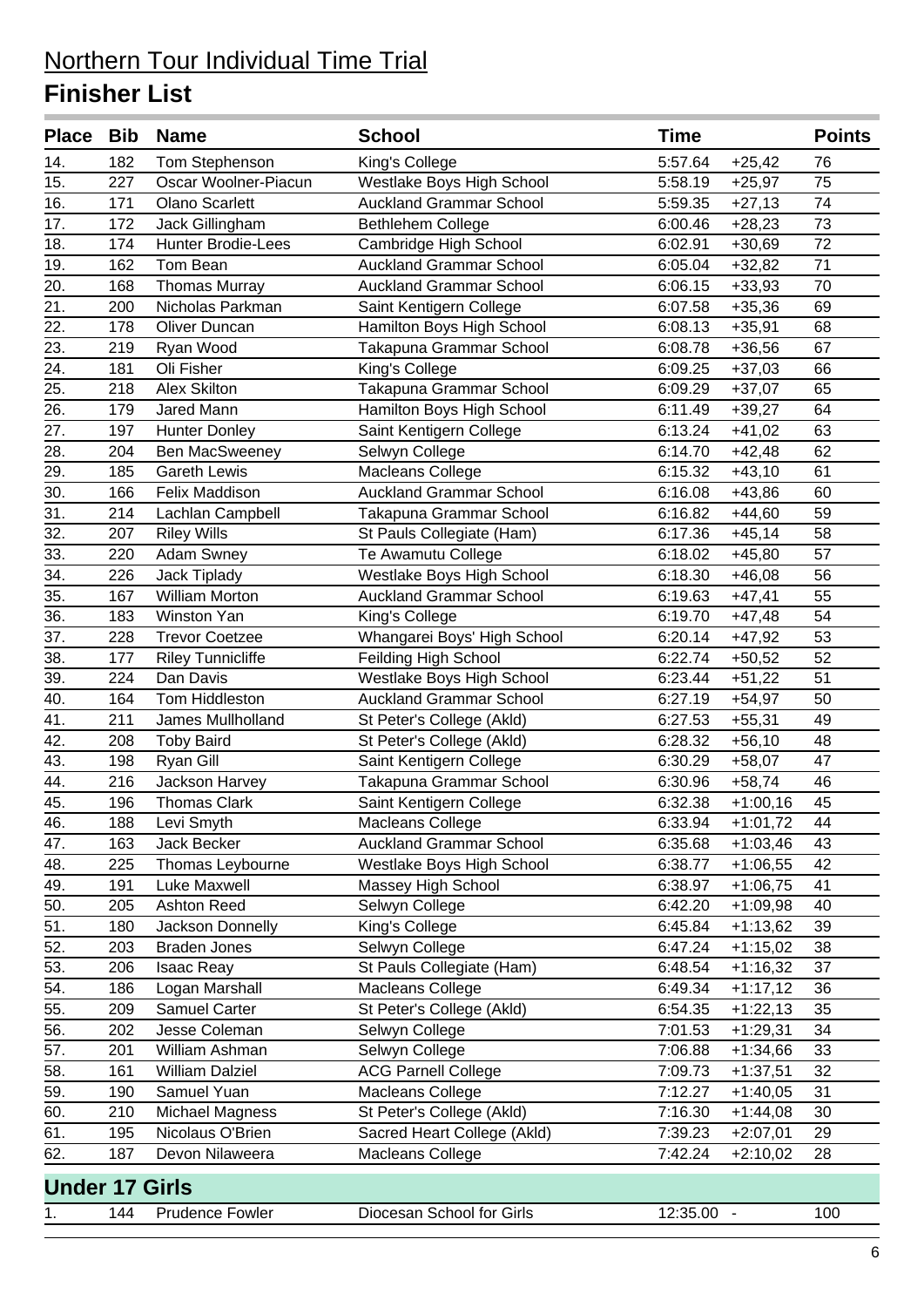# Northern Tour Individual Time Trial

## Finisher List

| Place | Bib | Name | School | Time | | Points |
|---|---|---|---|---|---|---|
| 14. | 182 | Tom Stephenson | King's College | 5:57.64 | +25,42 | 76 |
| 15. | 227 | Oscar Woolner-Piacun | Westlake Boys High School | 5:58.19 | +25,97 | 75 |
| 16. | 171 | Olano Scarlett | Auckland Grammar School | 5:59.35 | +27,13 | 74 |
| 17. | 172 | Jack Gillingham | Bethlehem College | 6:00.46 | +28,23 | 73 |
| 18. | 174 | Hunter Brodie-Lees | Cambridge High School | 6:02.91 | +30,69 | 72 |
| 19. | 162 | Tom Bean | Auckland Grammar School | 6:05.04 | +32,82 | 71 |
| 20. | 168 | Thomas Murray | Auckland Grammar School | 6:06.15 | +33,93 | 70 |
| 21. | 200 | Nicholas Parkman | Saint Kentigern College | 6:07.58 | +35,36 | 69 |
| 22. | 178 | Oliver Duncan | Hamilton Boys High School | 6:08.13 | +35,91 | 68 |
| 23. | 219 | Ryan Wood | Takapuna Grammar School | 6:08.78 | +36,56 | 67 |
| 24. | 181 | Oli Fisher | King's College | 6:09.25 | +37,03 | 66 |
| 25. | 218 | Alex Skilton | Takapuna Grammar School | 6:09.29 | +37,07 | 65 |
| 26. | 179 | Jared Mann | Hamilton Boys High School | 6:11.49 | +39,27 | 64 |
| 27. | 197 | Hunter Donley | Saint Kentigern College | 6:13.24 | +41,02 | 63 |
| 28. | 204 | Ben MacSweeney | Selwyn College | 6:14.70 | +42,48 | 62 |
| 29. | 185 | Gareth Lewis | Macleans College | 6:15.32 | +43,10 | 61 |
| 30. | 166 | Felix Maddison | Auckland Grammar School | 6:16.08 | +43,86 | 60 |
| 31. | 214 | Lachlan Campbell | Takapuna Grammar School | 6:16.82 | +44,60 | 59 |
| 32. | 207 | Riley Wills | St Pauls Collegiate (Ham) | 6:17.36 | +45,14 | 58 |
| 33. | 220 | Adam Swney | Te Awamutu College | 6:18.02 | +45,80 | 57 |
| 34. | 226 | Jack Tiplady | Westlake Boys High School | 6:18.30 | +46,08 | 56 |
| 35. | 167 | William Morton | Auckland Grammar School | 6:19.63 | +47,41 | 55 |
| 36. | 183 | Winston Yan | King's College | 6:19.70 | +47,48 | 54 |
| 37. | 228 | Trevor Coetzee | Whangarei Boys' High School | 6:20.14 | +47,92 | 53 |
| 38. | 177 | Riley Tunnicliffe | Feilding High School | 6:22.74 | +50,52 | 52 |
| 39. | 224 | Dan Davis | Westlake Boys High School | 6:23.44 | +51,22 | 51 |
| 40. | 164 | Tom Hiddleston | Auckland Grammar School | 6:27.19 | +54,97 | 50 |
| 41. | 211 | James Mullholland | St Peter's College (Akld) | 6:27.53 | +55,31 | 49 |
| 42. | 208 | Toby Baird | St Peter's College (Akld) | 6:28.32 | +56,10 | 48 |
| 43. | 198 | Ryan Gill | Saint Kentigern College | 6:30.29 | +58,07 | 47 |
| 44. | 216 | Jackson Harvey | Takapuna Grammar School | 6:30.96 | +58,74 | 46 |
| 45. | 196 | Thomas Clark | Saint Kentigern College | 6:32.38 | +1:00,16 | 45 |
| 46. | 188 | Levi Smyth | Macleans College | 6:33.94 | +1:01,72 | 44 |
| 47. | 163 | Jack Becker | Auckland Grammar School | 6:35.68 | +1:03,46 | 43 |
| 48. | 225 | Thomas Leybourne | Westlake Boys High School | 6:38.77 | +1:06,55 | 42 |
| 49. | 191 | Luke Maxwell | Massey High School | 6:38.97 | +1:06,75 | 41 |
| 50. | 205 | Ashton Reed | Selwyn College | 6:42.20 | +1:09,98 | 40 |
| 51. | 180 | Jackson Donnelly | King's College | 6:45.84 | +1:13,62 | 39 |
| 52. | 203 | Braden Jones | Selwyn College | 6:47.24 | +1:15,02 | 38 |
| 53. | 206 | Isaac Reay | St Pauls Collegiate (Ham) | 6:48.54 | +1:16,32 | 37 |
| 54. | 186 | Logan Marshall | Macleans College | 6:49.34 | +1:17,12 | 36 |
| 55. | 209 | Samuel Carter | St Peter's College (Akld) | 6:54.35 | +1:22,13 | 35 |
| 56. | 202 | Jesse Coleman | Selwyn College | 7:01.53 | +1:29,31 | 34 |
| 57. | 201 | William Ashman | Selwyn College | 7:06.88 | +1:34,66 | 33 |
| 58. | 161 | William Dalziel | ACG Parnell College | 7:09.73 | +1:37,51 | 32 |
| 59. | 190 | Samuel Yuan | Macleans College | 7:12.27 | +1:40,05 | 31 |
| 60. | 210 | Michael Magness | St Peter's College (Akld) | 7:16.30 | +1:44,08 | 30 |
| 61. | 195 | Nicolaus O'Brien | Sacred Heart College (Akld) | 7:39.23 | +2:07,01 | 29 |
| 62. | 187 | Devon Nilaweera | Macleans College | 7:42.24 | +2:10,02 | 28 |

### Under 17 Girls

| Place | Bib | Name | School | Time | | Points |
|---|---|---|---|---|---|---|
| 1. | 144 | Prudence Fowler | Diocesan School for Girls | 12:35.00 | - | 100 |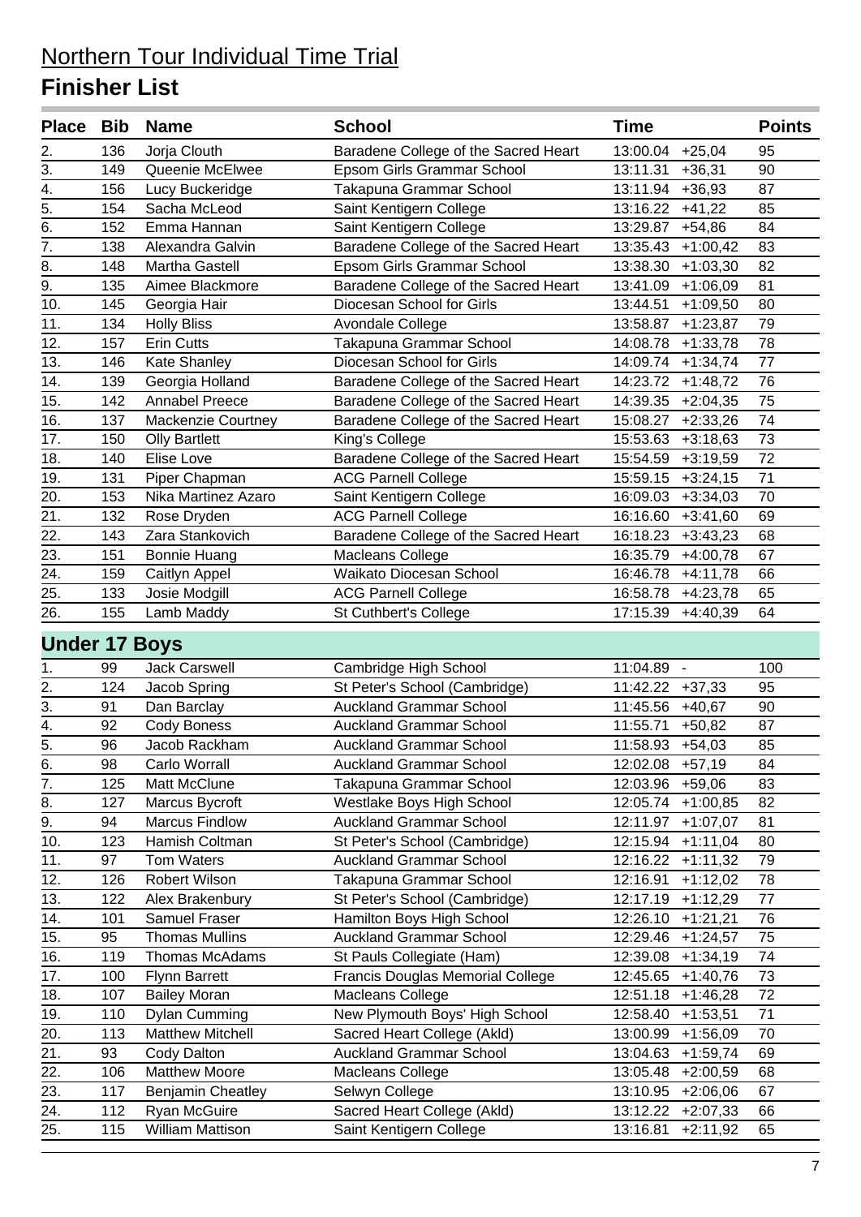# Northern Tour Individual Time Trial

## Finisher List

| Place | Bib | Name | School | Time | | Points |
|---|---|---|---|---|---|---|
| 2. | 136 | Jorja Clouth | Baradene College of the Sacred Heart | 13:00.04 | +25,04 | 95 |
| 3. | 149 | Queenie McElwee | Epsom Girls Grammar School | 13:11.31 | +36,31 | 90 |
| 4. | 156 | Lucy Buckeridge | Takapuna Grammar School | 13:11.94 | +36,93 | 87 |
| 5. | 154 | Sacha McLeod | Saint Kentigern College | 13:16.22 | +41,22 | 85 |
| 6. | 152 | Emma Hannan | Saint Kentigern College | 13:29.87 | +54,86 | 84 |
| 7. | 138 | Alexandra Galvin | Baradene College of the Sacred Heart | 13:35.43 | +1:00,42 | 83 |
| 8. | 148 | Martha Gastell | Epsom Girls Grammar School | 13:38.30 | +1:03,30 | 82 |
| 9. | 135 | Aimee Blackmore | Baradene College of the Sacred Heart | 13:41.09 | +1:06,09 | 81 |
| 10. | 145 | Georgia Hair | Diocesan School for Girls | 13:44.51 | +1:09,50 | 80 |
| 11. | 134 | Holly Bliss | Avondale College | 13:58.87 | +1:23,87 | 79 |
| 12. | 157 | Erin Cutts | Takapuna Grammar School | 14:08.78 | +1:33,78 | 78 |
| 13. | 146 | Kate Shanley | Diocesan School for Girls | 14:09.74 | +1:34,74 | 77 |
| 14. | 139 | Georgia Holland | Baradene College of the Sacred Heart | 14:23.72 | +1:48,72 | 76 |
| 15. | 142 | Annabel Preece | Baradene College of the Sacred Heart | 14:39.35 | +2:04,35 | 75 |
| 16. | 137 | Mackenzie Courtney | Baradene College of the Sacred Heart | 15:08.27 | +2:33,26 | 74 |
| 17. | 150 | Olly Bartlett | King's College | 15:53.63 | +3:18,63 | 73 |
| 18. | 140 | Elise Love | Baradene College of the Sacred Heart | 15:54.59 | +3:19,59 | 72 |
| 19. | 131 | Piper Chapman | ACG Parnell College | 15:59.15 | +3:24,15 | 71 |
| 20. | 153 | Nika Martinez Azaro | Saint Kentigern College | 16:09.03 | +3:34,03 | 70 |
| 21. | 132 | Rose Dryden | ACG Parnell College | 16:16.60 | +3:41,60 | 69 |
| 22. | 143 | Zara Stankovich | Baradene College of the Sacred Heart | 16:18.23 | +3:43,23 | 68 |
| 23. | 151 | Bonnie Huang | Macleans College | 16:35.79 | +4:00,78 | 67 |
| 24. | 159 | Caitlyn Appel | Waikato Diocesan School | 16:46.78 | +4:11,78 | 66 |
| 25. | 133 | Josie Modgill | ACG Parnell College | 16:58.78 | +4:23,78 | 65 |
| 26. | 155 | Lamb Maddy | St Cuthbert's College | 17:15.39 | +4:40,39 | 64 |

## Under 17 Boys

| Place | Bib | Name | School | Time | | Points |
|---|---|---|---|---|---|---|
| 1. | 99 | Jack Carswell | Cambridge High School | 11:04.89 | - | 100 |
| 2. | 124 | Jacob Spring | St Peter's School (Cambridge) | 11:42.22 | +37,33 | 95 |
| 3. | 91 | Dan Barclay | Auckland Grammar School | 11:45.56 | +40,67 | 90 |
| 4. | 92 | Cody Boness | Auckland Grammar School | 11:55.71 | +50,82 | 87 |
| 5. | 96 | Jacob Rackham | Auckland Grammar School | 11:58.93 | +54,03 | 85 |
| 6. | 98 | Carlo Worrall | Auckland Grammar School | 12:02.08 | +57,19 | 84 |
| 7. | 125 | Matt McClune | Takapuna Grammar School | 12:03.96 | +59,06 | 83 |
| 8. | 127 | Marcus Bycroft | Westlake Boys High School | 12:05.74 | +1:00,85 | 82 |
| 9. | 94 | Marcus Findlow | Auckland Grammar School | 12:11.97 | +1:07,07 | 81 |
| 10. | 123 | Hamish Coltman | St Peter's School (Cambridge) | 12:15.94 | +1:11,04 | 80 |
| 11. | 97 | Tom Waters | Auckland Grammar School | 12:16.22 | +1:11,32 | 79 |
| 12. | 126 | Robert Wilson | Takapuna Grammar School | 12:16.91 | +1:12,02 | 78 |
| 13. | 122 | Alex Brakenbury | St Peter's School (Cambridge) | 12:17.19 | +1:12,29 | 77 |
| 14. | 101 | Samuel Fraser | Hamilton Boys High School | 12:26.10 | +1:21,21 | 76 |
| 15. | 95 | Thomas Mullins | Auckland Grammar School | 12:29.46 | +1:24,57 | 75 |
| 16. | 119 | Thomas McAdams | St Pauls Collegiate (Ham) | 12:39.08 | +1:34,19 | 74 |
| 17. | 100 | Flynn Barrett | Francis Douglas Memorial College | 12:45.65 | +1:40,76 | 73 |
| 18. | 107 | Bailey Moran | Macleans College | 12:51.18 | +1:46,28 | 72 |
| 19. | 110 | Dylan Cumming | New Plymouth Boys' High School | 12:58.40 | +1:53,51 | 71 |
| 20. | 113 | Matthew Mitchell | Sacred Heart College (Akld) | 13:00.99 | +1:56,09 | 70 |
| 21. | 93 | Cody Dalton | Auckland Grammar School | 13:04.63 | +1:59,74 | 69 |
| 22. | 106 | Matthew Moore | Macleans College | 13:05.48 | +2:00,59 | 68 |
| 23. | 117 | Benjamin Cheatley | Selwyn College | 13:10.95 | +2:06,06 | 67 |
| 24. | 112 | Ryan McGuire | Sacred Heart College (Akld) | 13:12.22 | +2:07,33 | 66 |
| 25. | 115 | William Mattison | Saint Kentigern College | 13:16.81 | +2:11,92 | 65 |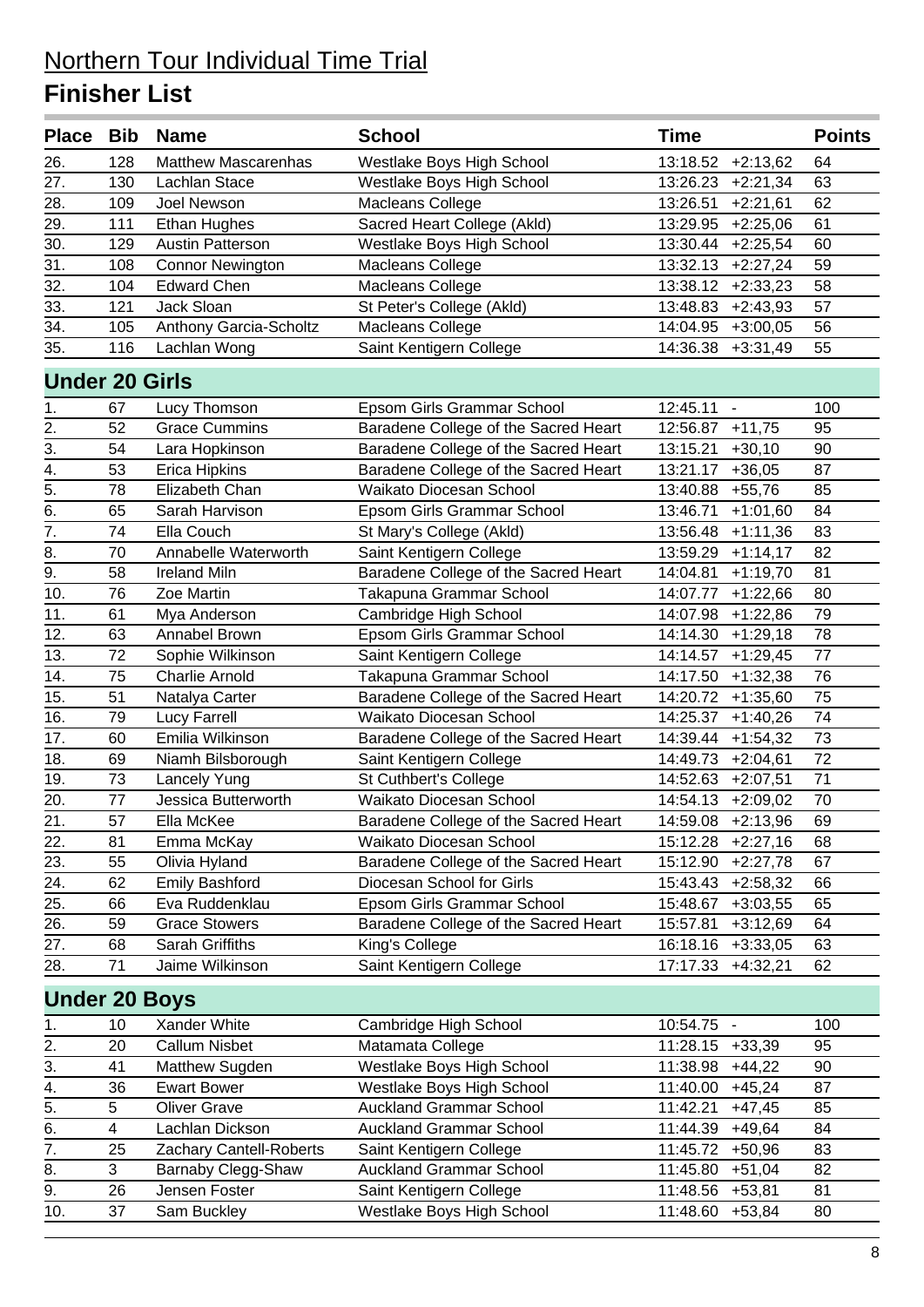# Northern Tour Individual Time Trial

## Finisher List

| Place | Bib | Name | School | Time | | Points |
|---|---|---|---|---|---|---|
| 26. | 128 | Matthew Mascarenhas | Westlake Boys High School | 13:18.52 | +2:13,62 | 64 |
| 27. | 130 | Lachlan Stace | Westlake Boys High School | 13:26.23 | +2:21,34 | 63 |
| 28. | 109 | Joel Newson | Macleans College | 13:26.51 | +2:21,61 | 62 |
| 29. | 111 | Ethan Hughes | Sacred Heart College (Akld) | 13:29.95 | +2:25,06 | 61 |
| 30. | 129 | Austin Patterson | Westlake Boys High School | 13:30.44 | +2:25,54 | 60 |
| 31. | 108 | Connor Newington | Macleans College | 13:32.13 | +2:27,24 | 59 |
| 32. | 104 | Edward Chen | Macleans College | 13:38.12 | +2:33,23 | 58 |
| 33. | 121 | Jack Sloan | St Peter's College (Akld) | 13:48.83 | +2:43,93 | 57 |
| 34. | 105 | Anthony Garcia-Scholtz | Macleans College | 14:04.95 | +3:00,05 | 56 |
| 35. | 116 | Lachlan Wong | Saint Kentigern College | 14:36.38 | +3:31,49 | 55 |

### Under 20 Girls

| Place | Bib | Name | School | Time | | Points |
|---|---|---|---|---|---|---|
| 1. | 67 | Lucy Thomson | Epsom Girls Grammar School | 12:45.11 | - | 100 |
| 2. | 52 | Grace Cummins | Baradene College of the Sacred Heart | 12:56.87 | +11,75 | 95 |
| 3. | 54 | Lara Hopkinson | Baradene College of the Sacred Heart | 13:15.21 | +30,10 | 90 |
| 4. | 53 | Erica Hipkins | Baradene College of the Sacred Heart | 13:21.17 | +36,05 | 87 |
| 5. | 78 | Elizabeth Chan | Waikato Diocesan School | 13:40.88 | +55,76 | 85 |
| 6. | 65 | Sarah Harvison | Epsom Girls Grammar School | 13:46.71 | +1:01,60 | 84 |
| 7. | 74 | Ella Couch | St Mary's College (Akld) | 13:56.48 | +1:11,36 | 83 |
| 8. | 70 | Annabelle Waterworth | Saint Kentigern College | 13:59.29 | +1:14,17 | 82 |
| 9. | 58 | Ireland Miln | Baradene College of the Sacred Heart | 14:04.81 | +1:19,70 | 81 |
| 10. | 76 | Zoe Martin | Takapuna Grammar School | 14:07.77 | +1:22,66 | 80 |
| 11. | 61 | Mya Anderson | Cambridge High School | 14:07.98 | +1:22,86 | 79 |
| 12. | 63 | Annabel Brown | Epsom Girls Grammar School | 14:14.30 | +1:29,18 | 78 |
| 13. | 72 | Sophie Wilkinson | Saint Kentigern College | 14:14.57 | +1:29,45 | 77 |
| 14. | 75 | Charlie Arnold | Takapuna Grammar School | 14:17.50 | +1:32,38 | 76 |
| 15. | 51 | Natalya Carter | Baradene College of the Sacred Heart | 14:20.72 | +1:35,60 | 75 |
| 16. | 79 | Lucy Farrell | Waikato Diocesan School | 14:25.37 | +1:40,26 | 74 |
| 17. | 60 | Emilia Wilkinson | Baradene College of the Sacred Heart | 14:39.44 | +1:54,32 | 73 |
| 18. | 69 | Niamh Bilsborough | Saint Kentigern College | 14:49.73 | +2:04,61 | 72 |
| 19. | 73 | Lancely Yung | St Cuthbert's College | 14:52.63 | +2:07,51 | 71 |
| 20. | 77 | Jessica Butterworth | Waikato Diocesan School | 14:54.13 | +2:09,02 | 70 |
| 21. | 57 | Ella McKee | Baradene College of the Sacred Heart | 14:59.08 | +2:13,96 | 69 |
| 22. | 81 | Emma McKay | Waikato Diocesan School | 15:12.28 | +2:27,16 | 68 |
| 23. | 55 | Olivia Hyland | Baradene College of the Sacred Heart | 15:12.90 | +2:27,78 | 67 |
| 24. | 62 | Emily Bashford | Diocesan School for Girls | 15:43.43 | +2:58,32 | 66 |
| 25. | 66 | Eva Ruddenklau | Epsom Girls Grammar School | 15:48.67 | +3:03,55 | 65 |
| 26. | 59 | Grace Stowers | Baradene College of the Sacred Heart | 15:57.81 | +3:12,69 | 64 |
| 27. | 68 | Sarah Griffiths | King's College | 16:18.16 | +3:33,05 | 63 |
| 28. | 71 | Jaime Wilkinson | Saint Kentigern College | 17:17.33 | +4:32,21 | 62 |

### Under 20 Boys

| Place | Bib | Name | School | Time | | Points |
|---|---|---|---|---|---|---|
| 1. | 10 | Xander White | Cambridge High School | 10:54.75 | - | 100 |
| 2. | 20 | Callum Nisbet | Matamata College | 11:28.15 | +33,39 | 95 |
| 3. | 41 | Matthew Sugden | Westlake Boys High School | 11:38.98 | +44,22 | 90 |
| 4. | 36 | Ewart Bower | Westlake Boys High School | 11:40.00 | +45,24 | 87 |
| 5. | 5 | Oliver Grave | Auckland Grammar School | 11:42.21 | +47,45 | 85 |
| 6. | 4 | Lachlan Dickson | Auckland Grammar School | 11:44.39 | +49,64 | 84 |
| 7. | 25 | Zachary Cantell-Roberts | Saint Kentigern College | 11:45.72 | +50,96 | 83 |
| 8. | 3 | Barnaby Clegg-Shaw | Auckland Grammar School | 11:45.80 | +51,04 | 82 |
| 9. | 26 | Jensen Foster | Saint Kentigern College | 11:48.56 | +53,81 | 81 |
| 10. | 37 | Sam Buckley | Westlake Boys High School | 11:48.60 | +53,84 | 80 |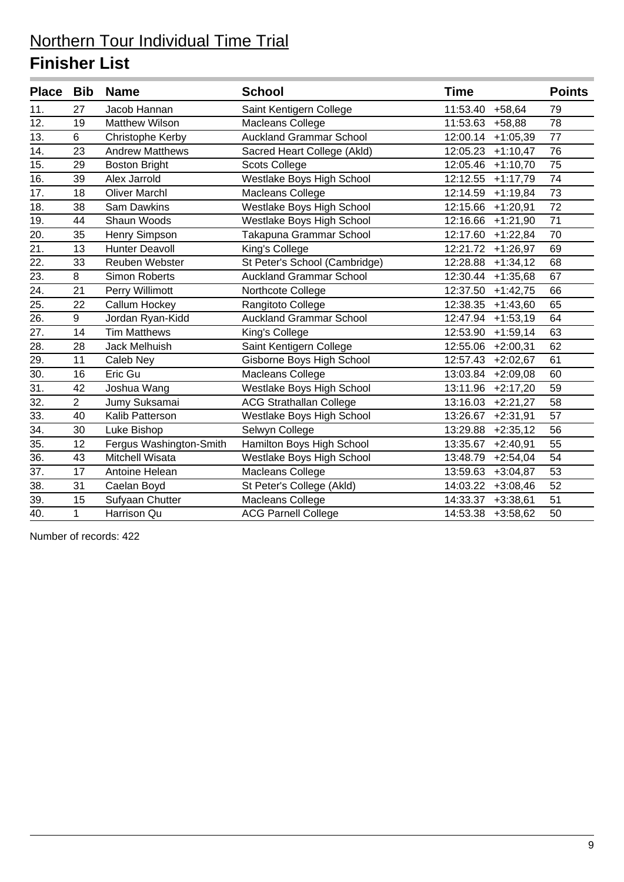## Northern Tour Individual Time Trial

# Finisher List

| Place | Bib | Name | School | Time | | Points |
|---|---|---|---|---|---|---|
| 11. | 27 | Jacob Hannan | Saint Kentigern College | 11:53.40 | +58,64 | 79 |
| 12. | 19 | Matthew Wilson | Macleans College | 11:53.63 | +58,88 | 78 |
| 13. | 6 | Christophe Kerby | Auckland Grammar School | 12:00.14 | +1:05,39 | 77 |
| 14. | 23 | Andrew Matthews | Sacred Heart College (Akld) | 12:05.23 | +1:10,47 | 76 |
| 15. | 29 | Boston Bright | Scots College | 12:05.46 | +1:10,70 | 75 |
| 16. | 39 | Alex Jarrold | Westlake Boys High School | 12:12.55 | +1:17,79 | 74 |
| 17. | 18 | Oliver Marchl | Macleans College | 12:14.59 | +1:19,84 | 73 |
| 18. | 38 | Sam Dawkins | Westlake Boys High School | 12:15.66 | +1:20,91 | 72 |
| 19. | 44 | Shaun Woods | Westlake Boys High School | 12:16.66 | +1:21,90 | 71 |
| 20. | 35 | Henry Simpson | Takapuna Grammar School | 12:17.60 | +1:22,84 | 70 |
| 21. | 13 | Hunter Deavoll | King's College | 12:21.72 | +1:26,97 | 69 |
| 22. | 33 | Reuben Webster | St Peter's School (Cambridge) | 12:28.88 | +1:34,12 | 68 |
| 23. | 8 | Simon Roberts | Auckland Grammar School | 12:30.44 | +1:35,68 | 67 |
| 24. | 21 | Perry Willimott | Northcote College | 12:37.50 | +1:42,75 | 66 |
| 25. | 22 | Callum Hockey | Rangitoto College | 12:38.35 | +1:43,60 | 65 |
| 26. | 9 | Jordan Ryan-Kidd | Auckland Grammar School | 12:47.94 | +1:53,19 | 64 |
| 27. | 14 | Tim Matthews | King's College | 12:53.90 | +1:59,14 | 63 |
| 28. | 28 | Jack Melhuish | Saint Kentigern College | 12:55.06 | +2:00,31 | 62 |
| 29. | 11 | Caleb Ney | Gisborne Boys High School | 12:57.43 | +2:02,67 | 61 |
| 30. | 16 | Eric Gu | Macleans College | 13:03.84 | +2:09,08 | 60 |
| 31. | 42 | Joshua Wang | Westlake Boys High School | 13:11.96 | +2:17,20 | 59 |
| 32. | 2 | Jumy Suksamai | ACG Strathallan College | 13:16.03 | +2:21,27 | 58 |
| 33. | 40 | Kalib Patterson | Westlake Boys High School | 13:26.67 | +2:31,91 | 57 |
| 34. | 30 | Luke Bishop | Selwyn College | 13:29.88 | +2:35,12 | 56 |
| 35. | 12 | Fergus Washington-Smith | Hamilton Boys High School | 13:35.67 | +2:40,91 | 55 |
| 36. | 43 | Mitchell Wisata | Westlake Boys High School | 13:48.79 | +2:54,04 | 54 |
| 37. | 17 | Antoine Helean | Macleans College | 13:59.63 | +3:04,87 | 53 |
| 38. | 31 | Caelan Boyd | St Peter's College (Akld) | 14:03.22 | +3:08,46 | 52 |
| 39. | 15 | Sufyaan Chutter | Macleans College | 14:33.37 | +3:38,61 | 51 |
| 40. | 1 | Harrison Qu | ACG Parnell College | 14:53.38 | +3:58,62 | 50 |

Number of records: 422